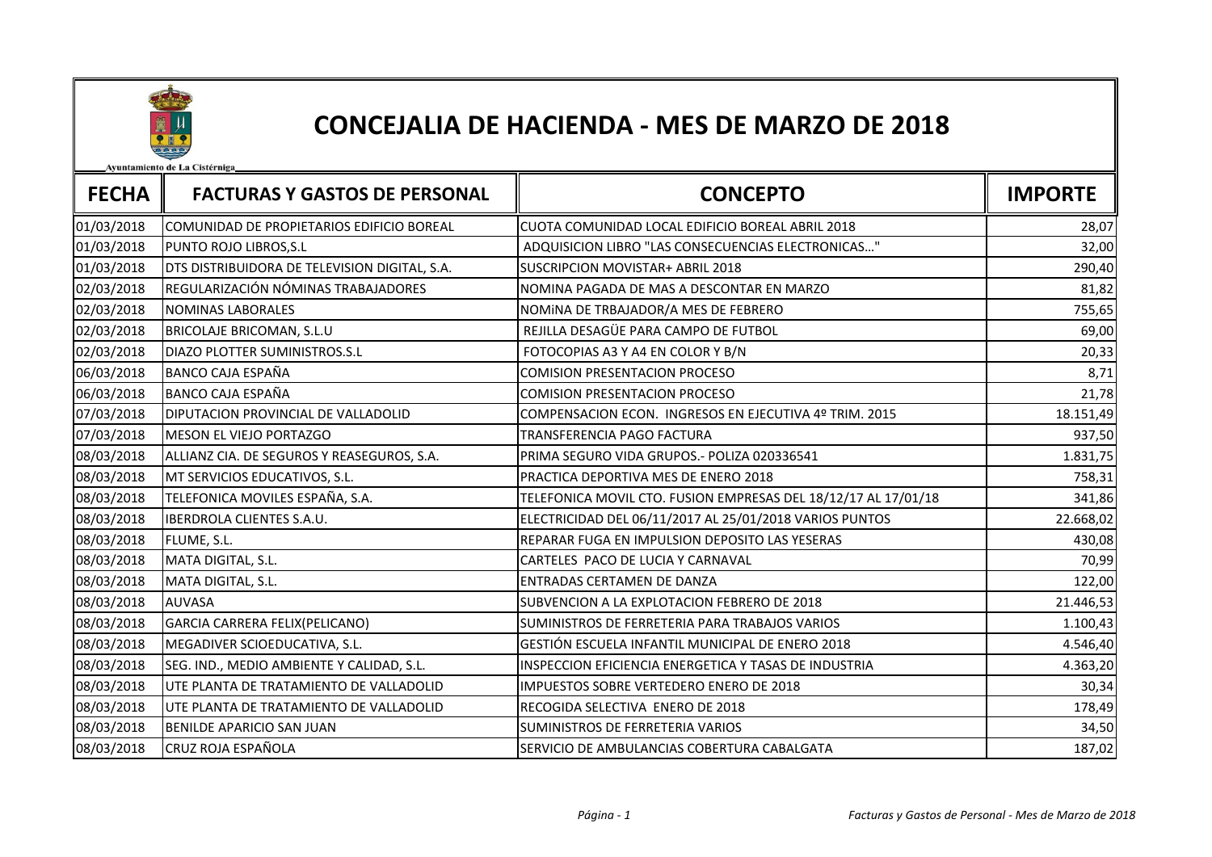# CONCEJALIA DE HACIENDA - MES DE MARZO DE 2018

Ayuntamiento de La Cistérniga

| FECHA | FACTURAS Y GASTOS DE PERSONAL | CONCEPTO | IMPORTE |
|---|---|---|---|
| 01/03/2018 | COMUNIDAD DE PROPIETARIOS EDIFICIO BOREAL | CUOTA COMUNIDAD LOCAL EDIFICIO BOREAL ABRIL 2018 | 28,07 |
| 01/03/2018 | PUNTO ROJO LIBROS,S.L | ADQUISICION LIBRO "LAS CONSECUENCIAS ELECTRONICAS..." | 32,00 |
| 01/03/2018 | DTS DISTRIBUIDORA DE TELEVISION DIGITAL, S.A. | SUSCRIPCION MOVISTAR+ ABRIL 2018 | 290,40 |
| 02/03/2018 | REGULARIZACIÓN NÓMINAS TRABAJADORES | NOMINA PAGADA DE MAS A DESCONTAR EN MARZO | 81,82 |
| 02/03/2018 | NOMINAS LABORALES | NOMiNA DE TRBAJADOR/A MES DE FEBRERO | 755,65 |
| 02/03/2018 | BRICOLAJE BRICOMAN, S.L.U | REJILLA DESAGÜE PARA CAMPO DE FUTBOL | 69,00 |
| 02/03/2018 | DIAZO PLOTTER SUMINISTROS.S.L | FOTOCOPIAS A3 Y A4 EN COLOR Y B/N | 20,33 |
| 06/03/2018 | BANCO CAJA ESPAÑA | COMISION PRESENTACION PROCESO | 8,71 |
| 06/03/2018 | BANCO CAJA ESPAÑA | COMISION PRESENTACION PROCESO | 21,78 |
| 07/03/2018 | DIPUTACION PROVINCIAL DE VALLADOLID | COMPENSACION ECON. INGRESOS EN EJECUTIVA 4º TRIM. 2015 | 18.151,49 |
| 07/03/2018 | MESON EL VIEJO PORTAZGO | TRANSFERENCIA PAGO FACTURA | 937,50 |
| 08/03/2018 | ALLIANZ CIA. DE SEGUROS Y REASEGUROS, S.A. | PRIMA SEGURO VIDA GRUPOS.- POLIZA 020336541 | 1.831,75 |
| 08/03/2018 | MT SERVICIOS EDUCATIVOS, S.L. | PRACTICA DEPORTIVA MES DE ENERO 2018 | 758,31 |
| 08/03/2018 | TELEFONICA MOVILES ESPAÑA, S.A. | TELEFONICA MOVIL CTO. FUSION EMPRESAS DEL 18/12/17 AL 17/01/18 | 341,86 |
| 08/03/2018 | IBERDROLA CLIENTES S.A.U. | ELECTRICIDAD DEL 06/11/2017 AL 25/01/2018 VARIOS PUNTOS | 22.668,02 |
| 08/03/2018 | FLUME, S.L. | REPARAR FUGA EN IMPULSION DEPOSITO LAS YESERAS | 430,08 |
| 08/03/2018 | MATA DIGITAL, S.L. | CARTELES PACO DE LUCIA Y CARNAVAL | 70,99 |
| 08/03/2018 | MATA DIGITAL, S.L. | ENTRADAS CERTAMEN DE DANZA | 122,00 |
| 08/03/2018 | AUVASA | SUBVENCION A LA EXPLOTACION FEBRERO DE 2018 | 21.446,53 |
| 08/03/2018 | GARCIA CARRERA FELIX(PELICANO) | SUMINISTROS DE FERRETERIA PARA TRABAJOS VARIOS | 1.100,43 |
| 08/03/2018 | MEGADIVER SCIOEDUCATIVA, S.L. | GESTIÓN ESCUELA INFANTIL MUNICIPAL DE ENERO 2018 | 4.546,40 |
| 08/03/2018 | SEG. IND., MEDIO AMBIENTE Y CALIDAD, S.L. | INSPECCION EFICIENCIA ENERGETICA Y TASAS DE INDUSTRIA | 4.363,20 |
| 08/03/2018 | UTE PLANTA DE TRATAMIENTO DE VALLADOLID | IMPUESTOS SOBRE VERTEDERO ENERO DE 2018 | 30,34 |
| 08/03/2018 | UTE PLANTA DE TRATAMIENTO DE VALLADOLID | RECOGIDA SELECTIVA ENERO DE 2018 | 178,49 |
| 08/03/2018 | BENILDE APARICIO SAN JUAN | SUMINISTROS DE FERRETERIA VARIOS | 34,50 |
| 08/03/2018 | CRUZ ROJA ESPAÑOLA | SERVICIO DE AMBULANCIAS COBERTURA CABALGATA | 187,02 |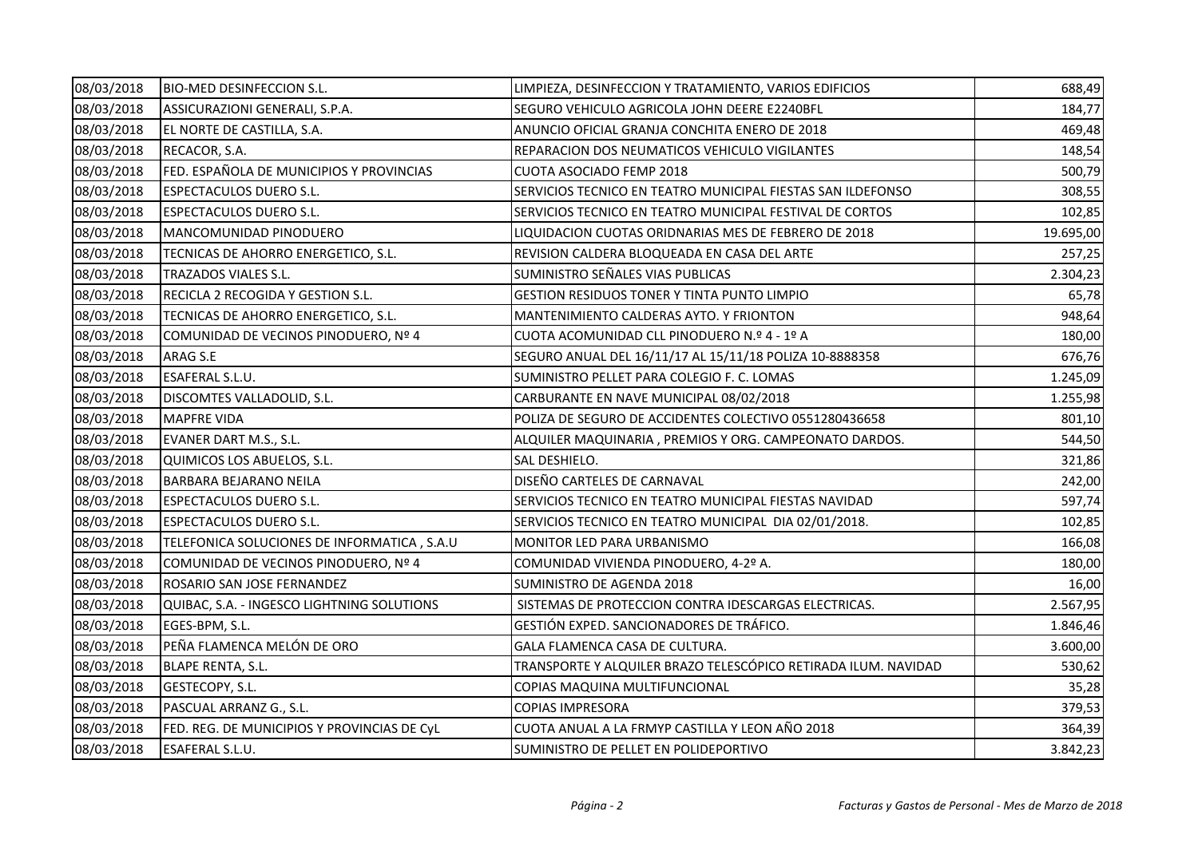| | | | |
|---|---|---|---|
| 08/03/2018 | BIO-MED DESINFECCION S.L. | LIMPIEZA, DESINFECCION Y TRATAMIENTO, VARIOS EDIFICIOS | 688,49 |
| 08/03/2018 | ASSICURAZIONI GENERALI, S.P.A. | SEGURO VEHICULO AGRICOLA JOHN DEERE E2240BFL | 184,77 |
| 08/03/2018 | EL NORTE DE CASTILLA, S.A. | ANUNCIO OFICIAL GRANJA CONCHITA ENERO DE 2018 | 469,48 |
| 08/03/2018 | RECACOR, S.A. | REPARACION DOS NEUMATICOS VEHICULO VIGILANTES | 148,54 |
| 08/03/2018 | FED. ESPAÑOLA DE MUNICIPIOS Y PROVINCIAS | CUOTA ASOCIADO FEMP 2018 | 500,79 |
| 08/03/2018 | ESPECTACULOS DUERO S.L. | SERVICIOS TECNICO EN TEATRO MUNICIPAL FIESTAS SAN ILDEFONSO | 308,55 |
| 08/03/2018 | ESPECTACULOS DUERO S.L. | SERVICIOS TECNICO EN TEATRO MUNICIPAL FESTIVAL DE CORTOS | 102,85 |
| 08/03/2018 | MANCOMUNIDAD PINODUERO | LIQUIDACION CUOTAS ORIDNARIAS MES DE FEBRERO DE 2018 | 19.695,00 |
| 08/03/2018 | TECNICAS DE AHORRO ENERGETICO, S.L. | REVISION CALDERA BLOQUEADA EN CASA DEL ARTE | 257,25 |
| 08/03/2018 | TRAZADOS VIALES S.L. | SUMINISTRO SEÑALES VIAS PUBLICAS | 2.304,23 |
| 08/03/2018 | RECICLA 2 RECOGIDA Y GESTION S.L. | GESTION RESIDUOS TONER Y TINTA PUNTO LIMPIO | 65,78 |
| 08/03/2018 | TECNICAS DE AHORRO ENERGETICO, S.L. | MANTENIMIENTO CALDERAS AYTO. Y FRIONTON | 948,64 |
| 08/03/2018 | COMUNIDAD DE VECINOS PINODUERO, Nº 4 | CUOTA ACOMUNIDAD CLL PINODUERO N.º 4 - 1º A | 180,00 |
| 08/03/2018 | ARAG S.E | SEGURO ANUAL DEL 16/11/17 AL 15/11/18 POLIZA 10-8888358 | 676,76 |
| 08/03/2018 | ESAFERAL S.L.U. | SUMINISTRO PELLET PARA COLEGIO F. C. LOMAS | 1.245,09 |
| 08/03/2018 | DISCOMTES VALLADOLID, S.L. | CARBURANTE EN NAVE MUNICIPAL 08/02/2018 | 1.255,98 |
| 08/03/2018 | MAPFRE VIDA | POLIZA DE SEGURO DE ACCIDENTES COLECTIVO 0551280436658 | 801,10 |
| 08/03/2018 | EVANER DART M.S., S.L. | ALQUILER MAQUINARIA , PREMIOS Y ORG. CAMPEONATO DARDOS. | 544,50 |
| 08/03/2018 | QUIMICOS LOS ABUELOS, S.L. | SAL DESHIELO. | 321,86 |
| 08/03/2018 | BARBARA BEJARANO NEILA | DISEÑO CARTELES DE CARNAVAL | 242,00 |
| 08/03/2018 | ESPECTACULOS DUERO S.L. | SERVICIOS TECNICO EN TEATRO MUNICIPAL FIESTAS NAVIDAD | 597,74 |
| 08/03/2018 | ESPECTACULOS DUERO S.L. | SERVICIOS TECNICO EN TEATRO MUNICIPAL DIA 02/01/2018. | 102,85 |
| 08/03/2018 | TELEFONICA SOLUCIONES DE INFORMATICA , S.A.U | MONITOR LED PARA URBANISMO | 166,08 |
| 08/03/2018 | COMUNIDAD DE VECINOS PINODUERO, Nº 4 | COMUNIDAD VIVIENDA PINODUERO, 4-2º A. | 180,00 |
| 08/03/2018 | ROSARIO SAN JOSE FERNANDEZ | SUMINISTRO DE AGENDA 2018 | 16,00 |
| 08/03/2018 | QUIBAC, S.A. - INGESCO LIGHTNING SOLUTIONS | SISTEMAS DE PROTECCION CONTRA IDESCARGAS ELECTRICAS. | 2.567,95 |
| 08/03/2018 | EGES-BPM, S.L. | GESTIÓN EXPED. SANCIONADORES DE TRÁFICO. | 1.846,46 |
| 08/03/2018 | PEÑA FLAMENCA MELÓN DE ORO | GALA FLAMENCA CASA DE CULTURA. | 3.600,00 |
| 08/03/2018 | BLAPE RENTA, S.L. | TRANSPORTE Y ALQUILER BRAZO TELESCÓPICO RETIRADA ILUM. NAVIDAD | 530,62 |
| 08/03/2018 | GESTECOPY, S.L. | COPIAS MAQUINA MULTIFUNCIONAL | 35,28 |
| 08/03/2018 | PASCUAL ARRANZ G., S.L. | COPIAS IMPRESORA | 379,53 |
| 08/03/2018 | FED. REG. DE MUNICIPIOS Y PROVINCIAS DE CyL | CUOTA ANUAL A LA FRMYP CASTILLA Y LEON AÑO 2018 | 364,39 |
| 08/03/2018 | ESAFERAL S.L.U. | SUMINISTRO DE PELLET EN POLIDEPORTIVO | 3.842,23 |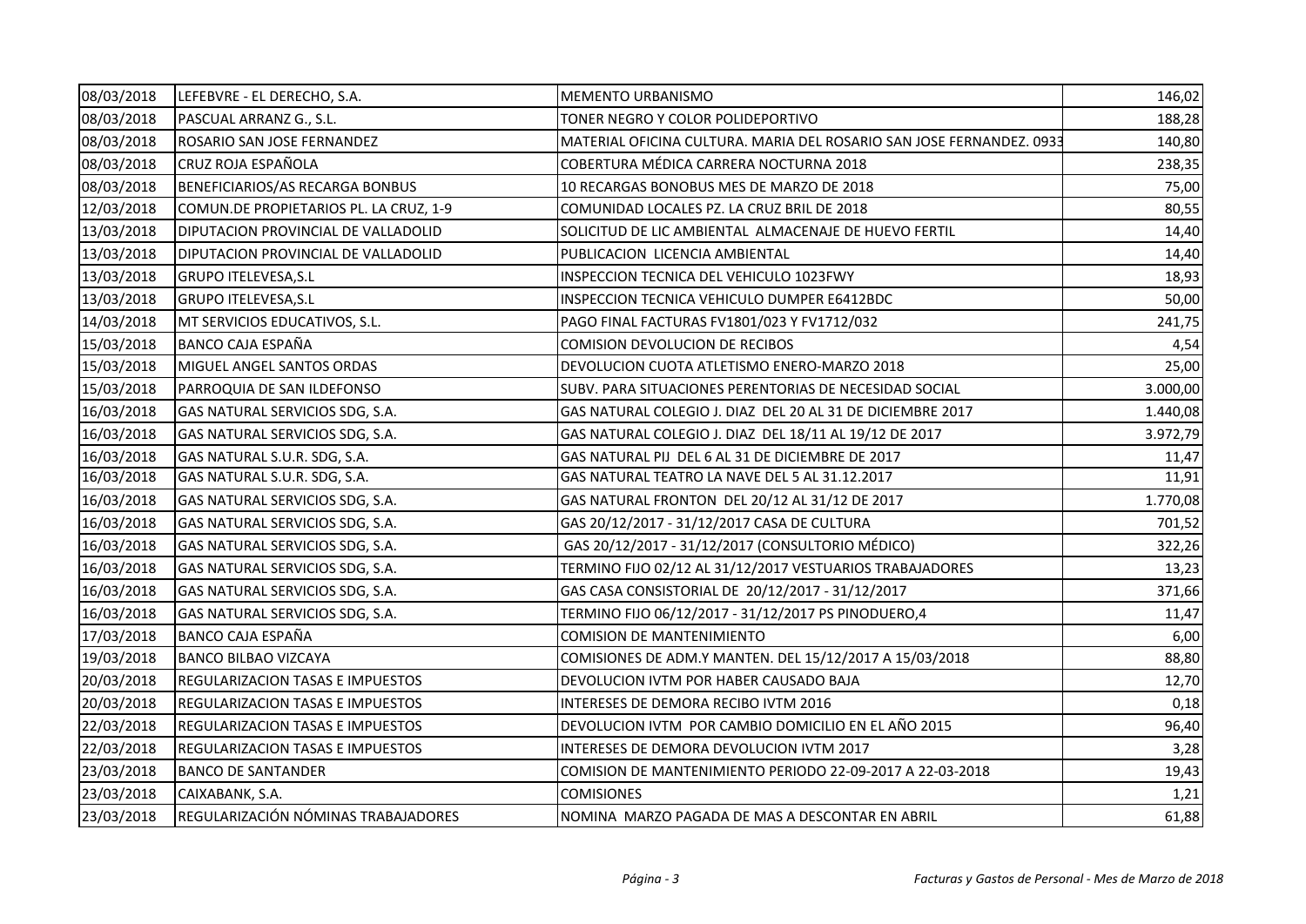| 08/03/2018 | LEFEBVRE - EL DERECHO, S.A. | MEMENTO URBANISMO | 146,02 |
|---|---|---|---|
| 08/03/2018 | PASCUAL ARRANZ G., S.L. | TONER NEGRO Y COLOR POLIDEPORTIVO | 188,28 |
| 08/03/2018 | ROSARIO SAN JOSE FERNANDEZ | MATERIAL OFICINA CULTURA. MARIA DEL ROSARIO SAN JOSE FERNANDEZ. 0933 | 140,80 |
| 08/03/2018 | CRUZ ROJA ESPAÑOLA | COBERTURA MÉDICA CARRERA NOCTURNA 2018 | 238,35 |
| 08/03/2018 | BENEFICIARIOS/AS RECARGA BONBUS | 10 RECARGAS BONOBUS MES DE MARZO DE 2018 | 75,00 |
| 12/03/2018 | COMUN.DE PROPIETARIOS PL. LA CRUZ, 1-9 | COMUNIDAD LOCALES PZ. LA CRUZ BRIL DE 2018 | 80,55 |
| 13/03/2018 | DIPUTACION PROVINCIAL DE VALLADOLID | SOLICITUD DE LIC AMBIENTAL ALMACENAJE DE HUEVO FERTIL | 14,40 |
| 13/03/2018 | DIPUTACION PROVINCIAL DE VALLADOLID | PUBLICACION LICENCIA AMBIENTAL | 14,40 |
| 13/03/2018 | GRUPO ITELEVESA,S.L | INSPECCION TECNICA DEL VEHICULO 1023FWY | 18,93 |
| 13/03/2018 | GRUPO ITELEVESA,S.L | INSPECCION TECNICA VEHICULO DUMPER E6412BDC | 50,00 |
| 14/03/2018 | MT SERVICIOS EDUCATIVOS, S.L. | PAGO FINAL FACTURAS FV1801/023 Y FV1712/032 | 241,75 |
| 15/03/2018 | BANCO CAJA ESPAÑA | COMISION DEVOLUCION DE RECIBOS | 4,54 |
| 15/03/2018 | MIGUEL ANGEL SANTOS ORDAS | DEVOLUCION CUOTA ATLETISMO ENERO-MARZO 2018 | 25,00 |
| 15/03/2018 | PARROQUIA DE SAN ILDEFONSO | SUBV. PARA SITUACIONES PERENTORIAS DE NECESIDAD SOCIAL | 3.000,00 |
| 16/03/2018 | GAS NATURAL SERVICIOS SDG, S.A. | GAS NATURAL COLEGIO J. DIAZ DEL 20 AL 31 DE DICIEMBRE 2017 | 1.440,08 |
| 16/03/2018 | GAS NATURAL SERVICIOS SDG, S.A. | GAS NATURAL COLEGIO J. DIAZ DEL 18/11 AL 19/12 DE 2017 | 3.972,79 |
| 16/03/2018 | GAS NATURAL S.U.R. SDG, S.A. | GAS NATURAL PIJ DEL 6 AL 31 DE DICIEMBRE DE 2017 | 11,47 |
| 16/03/2018 | GAS NATURAL S.U.R. SDG, S.A. | GAS NATURAL TEATRO LA NAVE DEL 5 AL 31.12.2017 | 11,91 |
| 16/03/2018 | GAS NATURAL SERVICIOS SDG, S.A. | GAS NATURAL FRONTON DEL 20/12 AL 31/12 DE 2017 | 1.770,08 |
| 16/03/2018 | GAS NATURAL SERVICIOS SDG, S.A. | GAS 20/12/2017 - 31/12/2017 CASA DE CULTURA | 701,52 |
| 16/03/2018 | GAS NATURAL SERVICIOS SDG, S.A. | GAS 20/12/2017 - 31/12/2017 (CONSULTORIO MÉDICO) | 322,26 |
| 16/03/2018 | GAS NATURAL SERVICIOS SDG, S.A. | TERMINO FIJO 02/12 AL 31/12/2017 VESTUARIOS TRABAJADORES | 13,23 |
| 16/03/2018 | GAS NATURAL SERVICIOS SDG, S.A. | GAS CASA CONSISTORIAL DE 20/12/2017 - 31/12/2017 | 371,66 |
| 16/03/2018 | GAS NATURAL SERVICIOS SDG, S.A. | TERMINO FIJO 06/12/2017 - 31/12/2017 PS PINODUERO,4 | 11,47 |
| 17/03/2018 | BANCO CAJA ESPAÑA | COMISION DE MANTENIMIENTO | 6,00 |
| 19/03/2018 | BANCO BILBAO VIZCAYA | COMISIONES DE ADM.Y MANTEN. DEL 15/12/2017 A 15/03/2018 | 88,80 |
| 20/03/2018 | REGULARIZACION TASAS E IMPUESTOS | DEVOLUCION IVTM POR HABER CAUSADO BAJA | 12,70 |
| 20/03/2018 | REGULARIZACION TASAS E IMPUESTOS | INTERESES DE DEMORA RECIBO IVTM 2016 | 0,18 |
| 22/03/2018 | REGULARIZACION TASAS E IMPUESTOS | DEVOLUCION IVTM POR CAMBIO DOMICILIO EN EL AÑO 2015 | 96,40 |
| 22/03/2018 | REGULARIZACION TASAS E IMPUESTOS | INTERESES DE DEMORA DEVOLUCION IVTM 2017 | 3,28 |
| 23/03/2018 | BANCO DE SANTANDER | COMISION DE MANTENIMIENTO PERIODO 22-09-2017 A 22-03-2018 | 19,43 |
| 23/03/2018 | CAIXABANK, S.A. | COMISIONES | 1,21 |
| 23/03/2018 | REGULARIZACIÓN NÓMINAS TRABAJADORES | NOMINA MARZO PAGADA DE MAS A DESCONTAR EN ABRIL | 61,88 |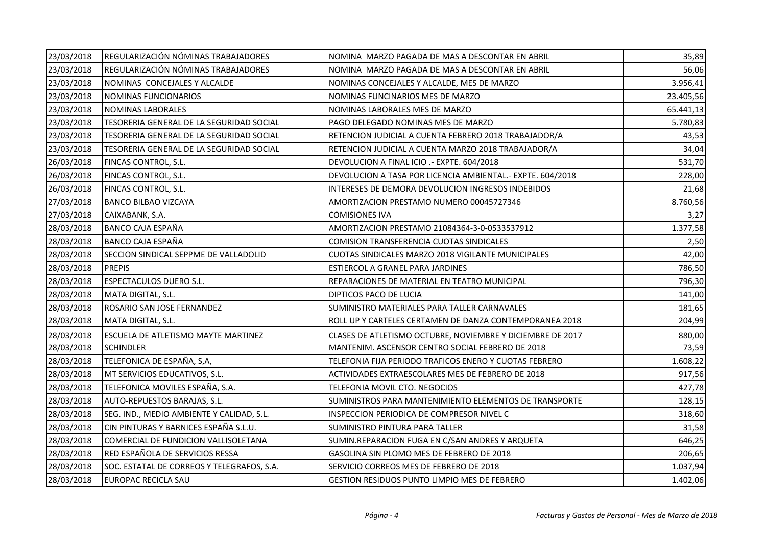| | | | |
|---|---|---|---|
| 23/03/2018 | REGULARIZACIÓN NÓMINAS TRABAJADORES | NOMINA MARZO PAGADA DE MAS A DESCONTAR EN ABRIL | 35,89 |
| 23/03/2018 | REGULARIZACIÓN NÓMINAS TRABAJADORES | NOMINA MARZO PAGADA DE MAS A DESCONTAR EN ABRIL | 56,06 |
| 23/03/2018 | NOMINAS CONCEJALES Y ALCALDE | NOMINAS CONCEJALES Y ALCALDE, MES DE MARZO | 3.956,41 |
| 23/03/2018 | NOMINAS FUNCIONARIOS | NOMINAS FUNCINARIOS MES DE MARZO | 23.405,56 |
| 23/03/2018 | NOMINAS LABORALES | NOMINAS LABORALES MES DE MARZO | 65.441,13 |
| 23/03/2018 | TESORERIA GENERAL DE LA SEGURIDAD SOCIAL | PAGO DELEGADO NOMINAS MES DE MARZO | 5.780,83 |
| 23/03/2018 | TESORERIA GENERAL DE LA SEGURIDAD SOCIAL | RETENCION JUDICIAL A CUENTA FEBRERO 2018 TRABAJADOR/A | 43,53 |
| 23/03/2018 | TESORERIA GENERAL DE LA SEGURIDAD SOCIAL | RETENCION JUDICIAL A CUENTA MARZO 2018 TRABAJADOR/A | 34,04 |
| 26/03/2018 | FINCAS CONTROL, S.L. | DEVOLUCION A FINAL ICIO .- EXPTE. 604/2018 | 531,70 |
| 26/03/2018 | FINCAS CONTROL, S.L. | DEVOLUCION A TASA POR LICENCIA AMBIENTAL.- EXPTE. 604/2018 | 228,00 |
| 26/03/2018 | FINCAS CONTROL, S.L. | INTERESES DE DEMORA DEVOLUCION INGRESOS INDEBIDOS | 21,68 |
| 27/03/2018 | BANCO BILBAO VIZCAYA | AMORTIZACION PRESTAMO NUMERO 00045727346 | 8.760,56 |
| 27/03/2018 | CAIXABANK, S.A. | COMISIONES IVA | 3,27 |
| 28/03/2018 | BANCO CAJA ESPAÑA | AMORTIZACION PRESTAMO 21084364-3-0-0533537912 | 1.377,58 |
| 28/03/2018 | BANCO CAJA ESPAÑA | COMISION TRANSFERENCIA CUOTAS SINDICALES | 2,50 |
| 28/03/2018 | SECCION SINDICAL SEPPME DE VALLADOLID | CUOTAS SINDICALES MARZO 2018 VIGILANTE MUNICIPALES | 42,00 |
| 28/03/2018 | PREPIS | ESTIERCOL A GRANEL PARA JARDINES | 786,50 |
| 28/03/2018 | ESPECTACULOS DUERO S.L. | REPARACIONES DE MATERIAL EN TEATRO MUNICIPAL | 796,30 |
| 28/03/2018 | MATA DIGITAL, S.L. | DIPTICOS PACO DE LUCIA | 141,00 |
| 28/03/2018 | ROSARIO SAN JOSE FERNANDEZ | SUMINISTRO MATERIALES PARA TALLER CARNAVALES | 181,65 |
| 28/03/2018 | MATA DIGITAL, S.L. | ROLL UP Y CARTELES CERTAMEN DE DANZA CONTEMPORANEA 2018 | 204,99 |
| 28/03/2018 | ESCUELA DE ATLETISMO MAYTE MARTINEZ | CLASES DE ATLETISMO OCTUBRE, NOVIEMBRE Y DICIEMBRE DE 2017 | 880,00 |
| 28/03/2018 | SCHINDLER | MANTENIM. ASCENSOR CENTRO SOCIAL FEBRERO DE 2018 | 73,59 |
| 28/03/2018 | TELEFONICA DE ESPAÑA, S,A, | TELEFONIA FIJA PERIODO TRAFICOS ENERO Y CUOTAS FEBRERO | 1.608,22 |
| 28/03/2018 | MT SERVICIOS EDUCATIVOS, S.L. | ACTIVIDADES EXTRAESCOLARES MES DE FEBRERO DE 2018 | 917,56 |
| 28/03/2018 | TELEFONICA MOVILES ESPAÑA, S.A. | TELEFONIA MOVIL CTO. NEGOCIOS | 427,78 |
| 28/03/2018 | AUTO-REPUESTOS BARAJAS, S.L. | SUMINISTROS PARA MANTENIMIENTO ELEMENTOS DE TRANSPORTE | 128,15 |
| 28/03/2018 | SEG. IND., MEDIO AMBIENTE Y CALIDAD, S.L. | INSPECCION PERIODICA DE COMPRESOR NIVEL C | 318,60 |
| 28/03/2018 | CIN PINTURAS Y BARNICES ESPAÑA S.L.U. | SUMINISTRO PINTURA PARA TALLER | 31,58 |
| 28/03/2018 | COMERCIAL DE FUNDICION VALLISOLETANA | SUMIN.REPARACION FUGA EN C/SAN ANDRES Y ARQUETA | 646,25 |
| 28/03/2018 | RED ESPAÑOLA DE SERVICIOS RESSA | GASOLINA SIN PLOMO MES DE FEBRERO DE 2018 | 206,65 |
| 28/03/2018 | SOC. ESTATAL DE CORREOS Y TELEGRAFOS, S.A. | SERVICIO CORREOS MES DE FEBRERO DE 2018 | 1.037,94 |
| 28/03/2018 | EUROPAC RECICLA SAU | GESTION RESIDUOS PUNTO LIMPIO MES DE FEBRERO | 1.402,06 |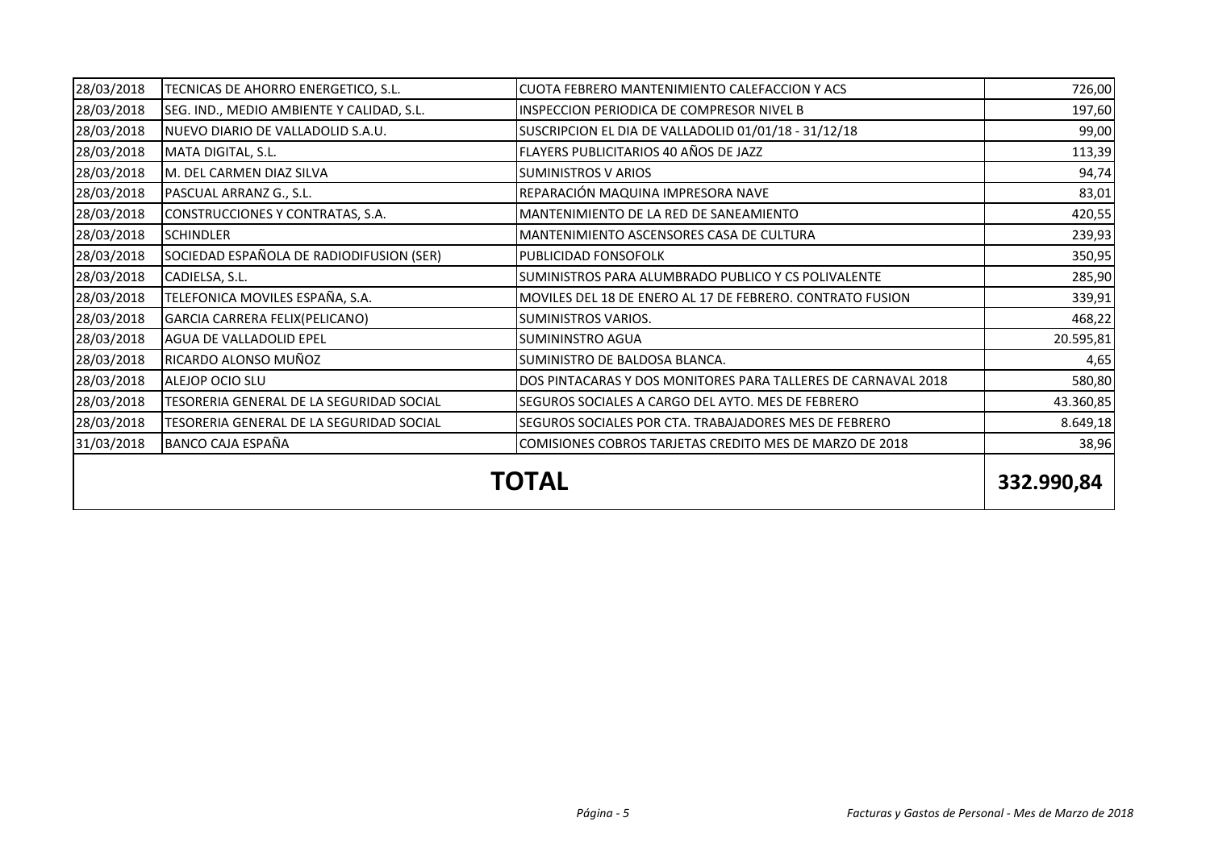| | | | |
|---|---|---|---|
| 28/03/2018 | TECNICAS DE AHORRO ENERGETICO, S.L. | CUOTA FEBRERO MANTENIMIENTO CALEFACCION Y ACS | 726,00 |
| 28/03/2018 | SEG. IND., MEDIO AMBIENTE Y CALIDAD, S.L. | INSPECCION PERIODICA DE COMPRESOR NIVEL B | 197,60 |
| 28/03/2018 | NUEVO DIARIO DE VALLADOLID S.A.U. | SUSCRIPCION EL DIA DE VALLADOLID 01/01/18 - 31/12/18 | 99,00 |
| 28/03/2018 | MATA DIGITAL, S.L. | FLAYERS PUBLICITARIOS 40 AÑOS DE JAZZ | 113,39 |
| 28/03/2018 | M. DEL CARMEN DIAZ SILVA | SUMINISTROS V ARIOS | 94,74 |
| 28/03/2018 | PASCUAL ARRANZ G., S.L. | REPARACIÓN MAQUINA IMPRESORA NAVE | 83,01 |
| 28/03/2018 | CONSTRUCCIONES Y CONTRATAS, S.A. | MANTENIMIENTO DE LA RED DE SANEAMIENTO | 420,55 |
| 28/03/2018 | SCHINDLER | MANTENIMIENTO ASCENSORES CASA DE CULTURA | 239,93 |
| 28/03/2018 | SOCIEDAD ESPAÑOLA DE RADIODIFUSION (SER) | PUBLICIDAD FONSOFOLK | 350,95 |
| 28/03/2018 | CADIELSA, S.L. | SUMINISTROS PARA ALUMBRADO PUBLICO Y CS POLIVALENTE | 285,90 |
| 28/03/2018 | TELEFONICA MOVILES ESPAÑA, S.A. | MOVILES DEL 18 DE ENERO AL 17 DE FEBRERO. CONTRATO FUSION | 339,91 |
| 28/03/2018 | GARCIA CARRERA FELIX(PELICANO) | SUMINISTROS VARIOS. | 468,22 |
| 28/03/2018 | AGUA DE VALLADOLID EPEL | SUMININSTRO AGUA | 20.595,81 |
| 28/03/2018 | RICARDO ALONSO MUÑOZ | SUMINISTRO DE BALDOSA BLANCA. | 4,65 |
| 28/03/2018 | ALEJOP OCIO SLU | DOS PINTACARAS Y DOS MONITORES PARA TALLERES DE CARNAVAL 2018 | 580,80 |
| 28/03/2018 | TESORERIA GENERAL DE LA SEGURIDAD SOCIAL | SEGUROS SOCIALES A CARGO DEL AYTO. MES DE FEBRERO | 43.360,85 |
| 28/03/2018 | TESORERIA GENERAL DE LA SEGURIDAD SOCIAL | SEGUROS SOCIALES POR CTA. TRABAJADORES MES DE FEBRERO | 8.649,18 |
| 31/03/2018 | BANCO CAJA ESPAÑA | COMISIONES COBROS TARJETAS CREDITO MES DE MARZO DE 2018 | 38,96 |
| **TOTAL** | | | **332.990,84** |